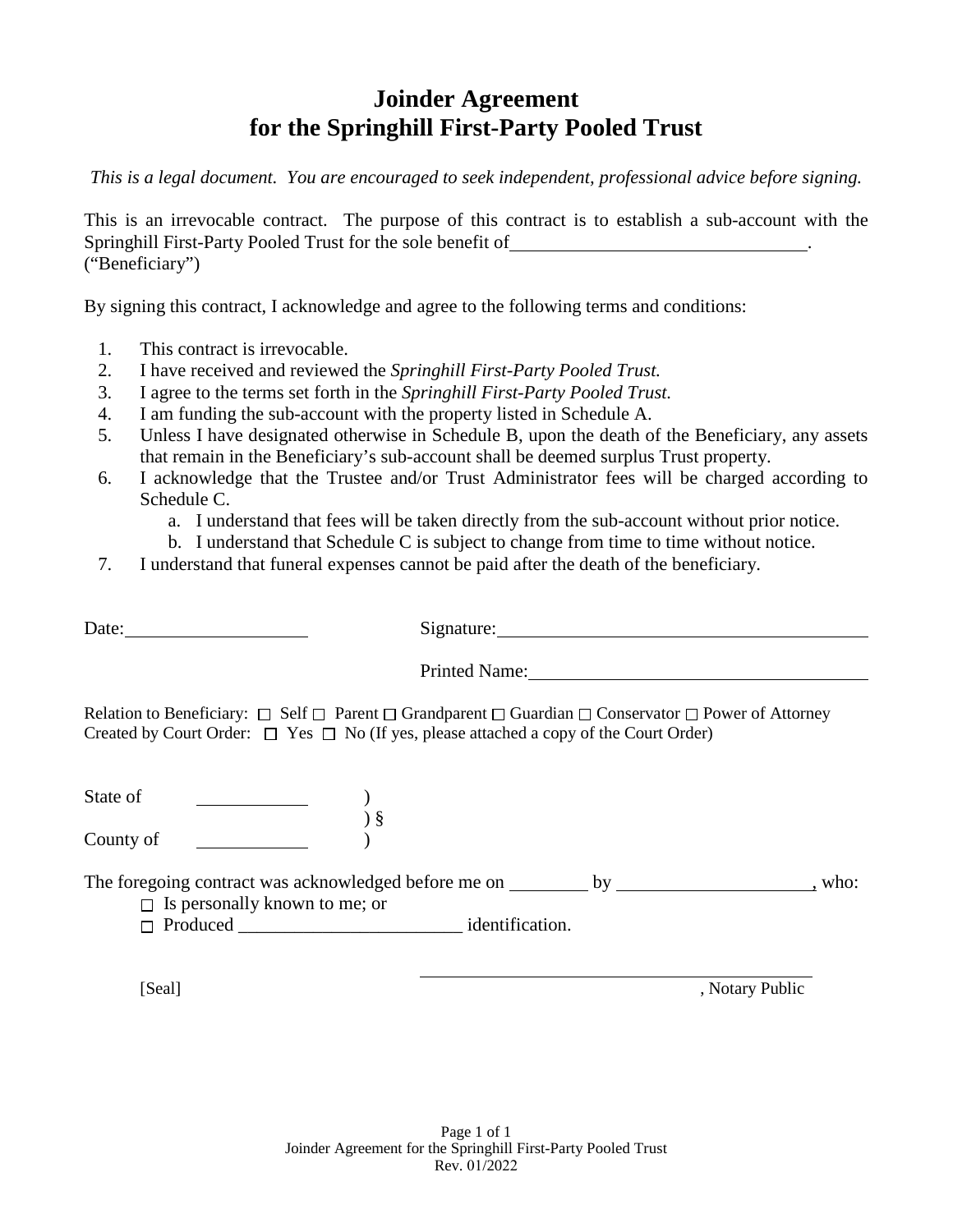# Joinder Agreement for the Springhill First-Party Pooled Trust

*This is a legal document. You are encouraged to seek independent, professional advice before signing.*

This is an irrevocable contract. The purpose of this contract is to establish a sub-account with the Springhill First-Party Pooled Trust for the sole benefit of________________________________. ("Beneficiary")

By signing this contract, I acknowledge and agree to the following terms and conditions:

1. This contract is irrevocable.
2. I have received and reviewed the *Springhill First-Party Pooled Trust.*
3. I agree to the terms set forth in the *Springhill First-Party Pooled Trust.*
4. I am funding the sub-account with the property listed in Schedule A.
5. Unless I have designated otherwise in Schedule B, upon the death of the Beneficiary, any assets that remain in the Beneficiary's sub-account shall be deemed surplus Trust property.
6. I acknowledge that the Trustee and/or Trust Administrator fees will be charged according to Schedule C.
   a. I understand that fees will be taken directly from the sub-account without prior notice.
   b. I understand that Schedule C is subject to change from time to time without notice.
7. I understand that funeral expenses cannot be paid after the death of the beneficiary.

Date:____________________ Signature:__________________________________________

Printed Name:______________________________________

Relation to Beneficiary: ☐ Self ☐ Parent ☐ Grandparent ☐ Guardian ☐ Conservator ☐ Power of Attorney
Created by Court Order: ☐ Yes ☐ No (If yes, please attached a copy of the Court Order)

State of ____________ )
) §
County of ____________ )

The foregoing contract was acknowledged before me on _________ by _____________________, who:

☐ Is personally known to me; or
☐ Produced ________________________ identification.

[Seal] ________________________________________, Notary Public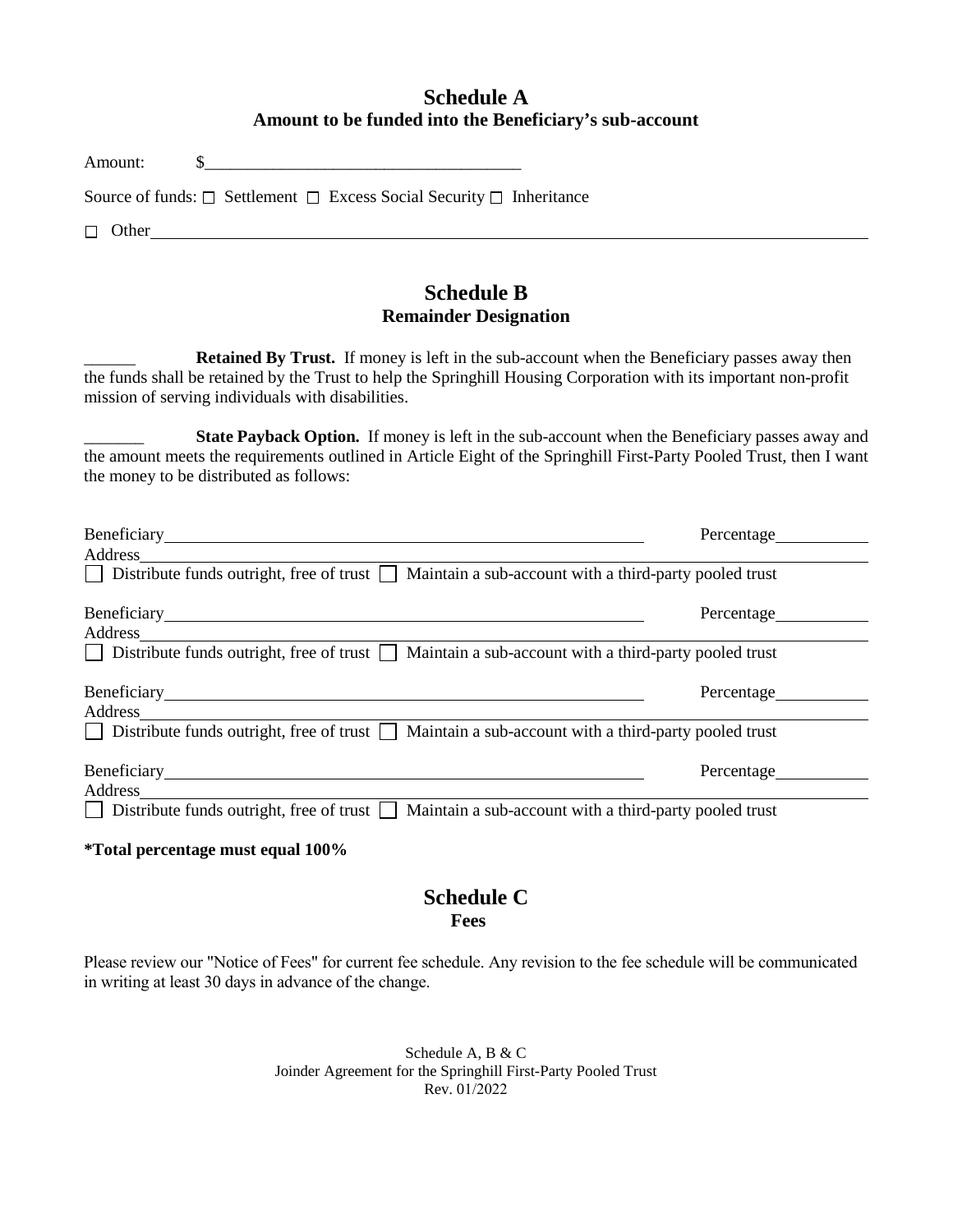# Schedule A

## Amount to be funded into the Beneficiary's sub-account

Amount: $___________________________________

Source of funds: ☐ Settlement ☐ Excess Social Security ☐ Inheritance

☐ Other___________________________________________________________________________

# Schedule B

## Remainder Designation

______ **Retained By Trust.** If money is left in the sub-account when the Beneficiary passes away then the funds shall be retained by the Trust to help the Springhill Housing Corporation with its important non-profit mission of serving individuals with disabilities.

_______ **State Payback Option.** If money is left in the sub-account when the Beneficiary passes away and the amount meets the requirements outlined in Article Eight of the Springhill First-Party Pooled Trust, then I want the money to be distributed as follows:

Beneficiary_____________________________________________ Percentage__________
Address_______________________________________________________________
☐ Distribute funds outright, free of trust ☐ Maintain a sub-account with a third-party pooled trust

Beneficiary_____________________________________________ Percentage__________
Address_______________________________________________________________
☐ Distribute funds outright, free of trust ☐ Maintain a sub-account with a third-party pooled trust

Beneficiary_____________________________________________ Percentage__________
Address_______________________________________________________________
☐ Distribute funds outright, free of trust ☐ Maintain a sub-account with a third-party pooled trust

Beneficiary_____________________________________________ Percentage__________
Address_______________________________________________________________
☐ Distribute funds outright, free of trust ☐ Maintain a sub-account with a third-party pooled trust

**\*Total percentage must equal 100%**

# Schedule C

## Fees

Please review our "Notice of Fees" for current fee schedule. Any revision to the fee schedule will be communicated in writing at least 30 days in advance of the change.

Schedule A, B & C
Joinder Agreement for the Springhill First-Party Pooled Trust
Rev. 01/2022